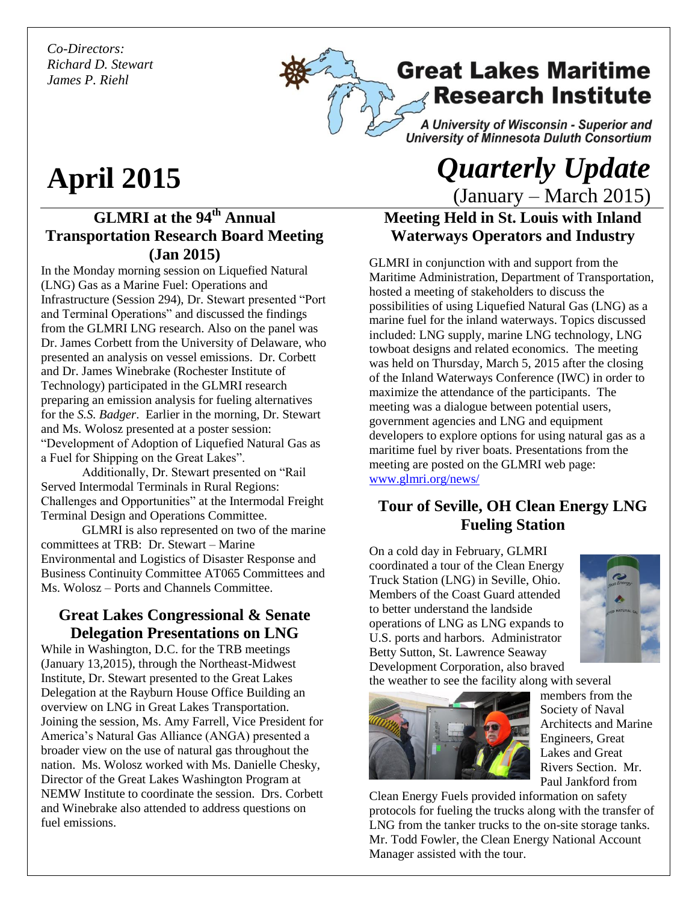*Co-Directors:*
*Richard D. Stewart*
*James P. Riehl*

**Great Lakes Maritime Research Institute**

*A University of Wisconsin - Superior and University of Minnesota Duluth Consortium*

# April 2015

# *Quarterly Update*

(January – March 2015)

## GLMRI at the 94th Annual Transportation Research Board Meeting (Jan 2015)

In the Monday morning session on Liquefied Natural (LNG) Gas as a Marine Fuel: Operations and Infrastructure (Session 294), Dr. Stewart presented "Port and Terminal Operations" and discussed the findings from the GLMRI LNG research. Also on the panel was Dr. James Corbett from the University of Delaware, who presented an analysis on vessel emissions. Dr. Corbett and Dr. James Winebrake (Rochester Institute of Technology) participated in the GLMRI research preparing an emission analysis for fueling alternatives for the *S.S. Badger*. Earlier in the morning, Dr. Stewart and Ms. Wolosz presented at a poster session: "Development of Adoption of Liquefied Natural Gas as a Fuel for Shipping on the Great Lakes".

Additionally, Dr. Stewart presented on "Rail Served Intermodal Terminals in Rural Regions: Challenges and Opportunities" at the Intermodal Freight Terminal Design and Operations Committee.

GLMRI is also represented on two of the marine committees at TRB: Dr. Stewart – Marine Environmental and Logistics of Disaster Response and Business Continuity Committee AT065 Committees and Ms. Wolosz – Ports and Channels Committee.

## Great Lakes Congressional & Senate Delegation Presentations on LNG

While in Washington, D.C. for the TRB meetings (January 13,2015), through the Northeast-Midwest Institute, Dr. Stewart presented to the Great Lakes Delegation at the Rayburn House Office Building an overview on LNG in Great Lakes Transportation. Joining the session, Ms. Amy Farrell, Vice President for America's Natural Gas Alliance (ANGA) presented a broader view on the use of natural gas throughout the nation. Ms. Wolosz worked with Ms. Danielle Chesky, Director of the Great Lakes Washington Program at NEMW Institute to coordinate the session. Drs. Corbett and Winebrake also attended to address questions on fuel emissions.

## Meeting Held in St. Louis with Inland Waterways Operators and Industry

GLMRI in conjunction with and support from the Maritime Administration, Department of Transportation, hosted a meeting of stakeholders to discuss the possibilities of using Liquefied Natural Gas (LNG) as a marine fuel for the inland waterways. Topics discussed included: LNG supply, marine LNG technology, LNG towboat designs and related economics. The meeting was held on Thursday, March 5, 2015 after the closing of the Inland Waterways Conference (IWC) in order to maximize the attendance of the participants. The meeting was a dialogue between potential users, government agencies and LNG and equipment developers to explore options for using natural gas as a maritime fuel by river boats. Presentations from the meeting are posted on the GLMRI web page: [www.glmri.org/news/](www.glmri.org/news/)

## Tour of Seville, OH Clean Energy LNG Fueling Station

On a cold day in February, GLMRI coordinated a tour of the Clean Energy Truck Station (LNG) in Seville, Ohio. Members of the Coast Guard attended to better understand the landside operations of LNG as LNG expands to U.S. ports and harbors. Administrator Betty Sutton, St. Lawrence Seaway Development Corporation, also braved the weather to see the facility along with several members from the Society of Naval Architects and Marine Engineers, Great Lakes and Great Rivers Section. Mr. Paul Jankford from Clean Energy Fuels provided information on safety protocols for fueling the trucks along with the transfer of LNG from the tanker trucks to the on-site storage tanks. Mr. Todd Fowler, the Clean Energy National Account Manager assisted with the tour.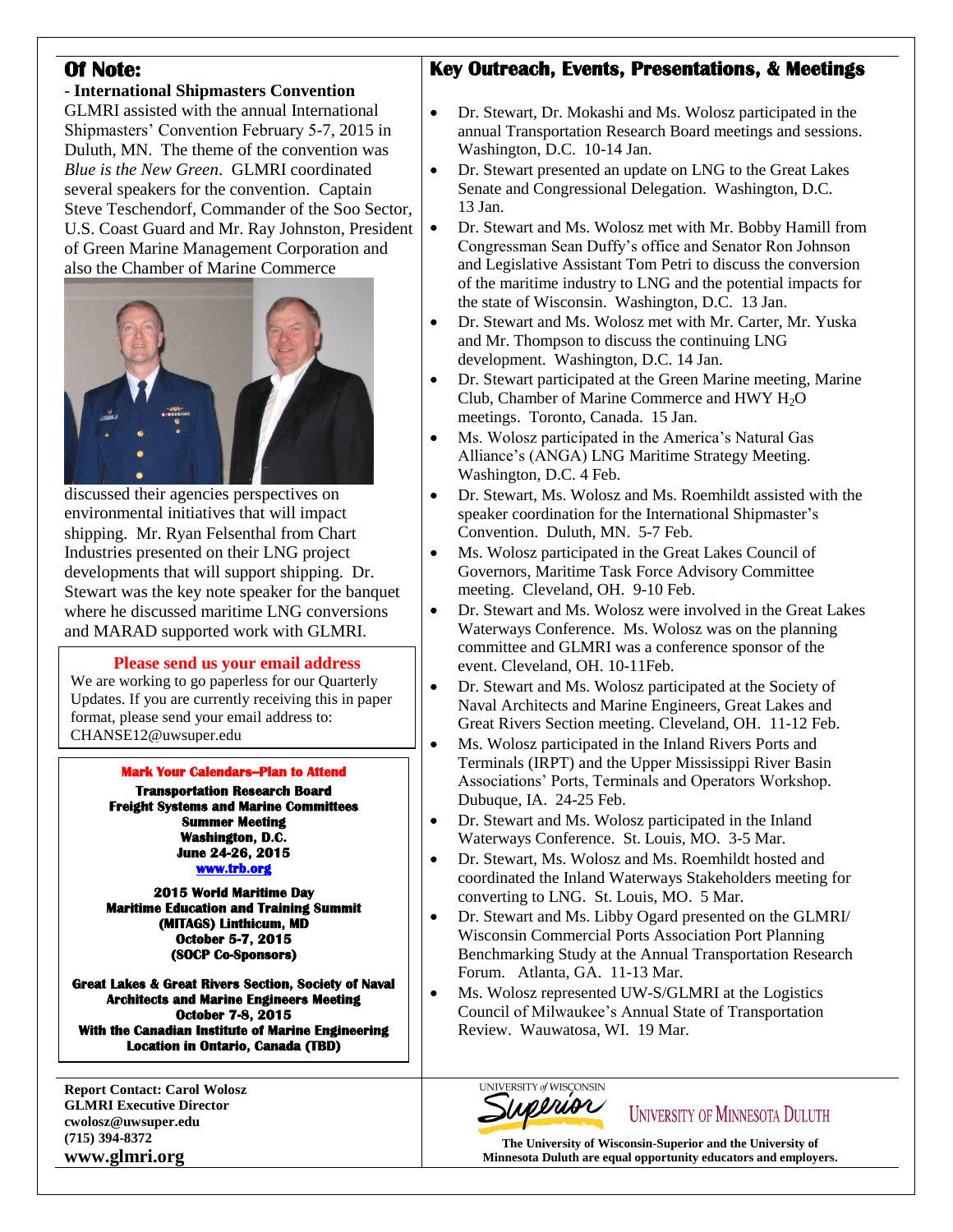## Of Note:

**- International Shipmasters Convention**

GLMRI assisted with the annual International Shipmasters' Convention February 5-7, 2015 in Duluth, MN. The theme of the convention was *Blue is the New Green*. GLMRI coordinated several speakers for the convention. Captain Steve Teschendorf, Commander of the Soo Sector, U.S. Coast Guard and Mr. Ray Johnston, President of Green Marine Management Corporation and also the Chamber of Marine Commerce discussed their agencies perspectives on environmental initiatives that will impact shipping. Mr. Ryan Felsenthal from Chart Industries presented on their LNG project developments that will support shipping. Dr. Stewart was the key note speaker for the banquet where he discussed maritime LNG conversions and MARAD supported work with GLMRI.

**Please send us your email address**

We are working to go paperless for our Quarterly Updates. If you are currently receiving this in paper format, please send your email address to: CHANSE12@uwsuper.edu

**Mark Your Calendars–Plan to Attend**

**Transportation Research Board**
**Freight Systems and Marine Committees**
**Summer Meeting**
**Washington, D.C.**
**June 24-26, 2015**
**www.trb.org**

**2015 World Maritime Day**
**Maritime Education and Training Summit**
**(MITAGS) Linthicum, MD**
**October 5-7, 2015**
**(SOCP Co-Sponsors)**

**Great Lakes & Great Rivers Section, Society of Naval Architects and Marine Engineers Meeting**
**October 7-8, 2015**
**With the Canadian Institute of Marine Engineering**
**Location in Ontario, Canada (TBD)**

## Key Outreach, Events, Presentations, & Meetings

- Dr. Stewart, Dr. Mokashi and Ms. Wolosz participated in the annual Transportation Research Board meetings and sessions. Washington, D.C. 10-14 Jan.
- Dr. Stewart presented an update on LNG to the Great Lakes Senate and Congressional Delegation. Washington, D.C. 13 Jan.
- Dr. Stewart and Ms. Wolosz met with Mr. Bobby Hamill from Congressman Sean Duffy's office and Senator Ron Johnson and Legislative Assistant Tom Petri to discuss the conversion of the maritime industry to LNG and the potential impacts for the state of Wisconsin. Washington, D.C. 13 Jan.
- Dr. Stewart and Ms. Wolosz met with Mr. Carter, Mr. Yuska and Mr. Thompson to discuss the continuing LNG development. Washington, D.C. 14 Jan.
- Dr. Stewart participated at the Green Marine meeting, Marine Club, Chamber of Marine Commerce and HWY $H_2O$ meetings. Toronto, Canada. 15 Jan.
- Ms. Wolosz participated in the America's Natural Gas Alliance's (ANGA) LNG Maritime Strategy Meeting. Washington, D.C. 4 Feb.
- Dr. Stewart, Ms. Wolosz and Ms. Roemhildt assisted with the speaker coordination for the International Shipmaster's Convention. Duluth, MN. 5-7 Feb.
- Ms. Wolosz participated in the Great Lakes Council of Governors, Maritime Task Force Advisory Committee meeting. Cleveland, OH. 9-10 Feb.
- Dr. Stewart and Ms. Wolosz were involved in the Great Lakes Waterways Conference. Ms. Wolosz was on the planning committee and GLMRI was a conference sponsor of the event. Cleveland, OH. 10-11Feb.
- Dr. Stewart and Ms. Wolosz participated at the Society of Naval Architects and Marine Engineers, Great Lakes and Great Rivers Section meeting. Cleveland, OH. 11-12 Feb.
- Ms. Wolosz participated in the Inland Rivers Ports and Terminals (IRPT) and the Upper Mississippi River Basin Associations' Ports, Terminals and Operators Workshop. Dubuque, IA. 24-25 Feb.
- Dr. Stewart and Ms. Wolosz participated in the Inland Waterways Conference. St. Louis, MO. 3-5 Mar.
- Dr. Stewart, Ms. Wolosz and Ms. Roemhildt hosted and coordinated the Inland Waterways Stakeholders meeting for converting to LNG. St. Louis, MO. 5 Mar.
- Dr. Stewart and Ms. Libby Ogard presented on the GLMRI/ Wisconsin Commercial Ports Association Port Planning Benchmarking Study at the Annual Transportation Research Forum. Atlanta, GA. 11-13 Mar.
- Ms. Wolosz represented UW-S/GLMRI at the Logistics Council of Milwaukee's Annual State of Transportation Review. Wauwatosa, WI. 19 Mar.

**Report Contact: Carol Wolosz**
**GLMRI Executive Director**
**cwolosz@uwsuper.edu**
**(715) 394-8372**
**www.glmri.org**

UNIVERSITY of WISCONSIN Superior

UNIVERSITY OF MINNESOTA DULUTH

**The University of Wisconsin-Superior and the University of Minnesota Duluth are equal opportunity educators and employers.**